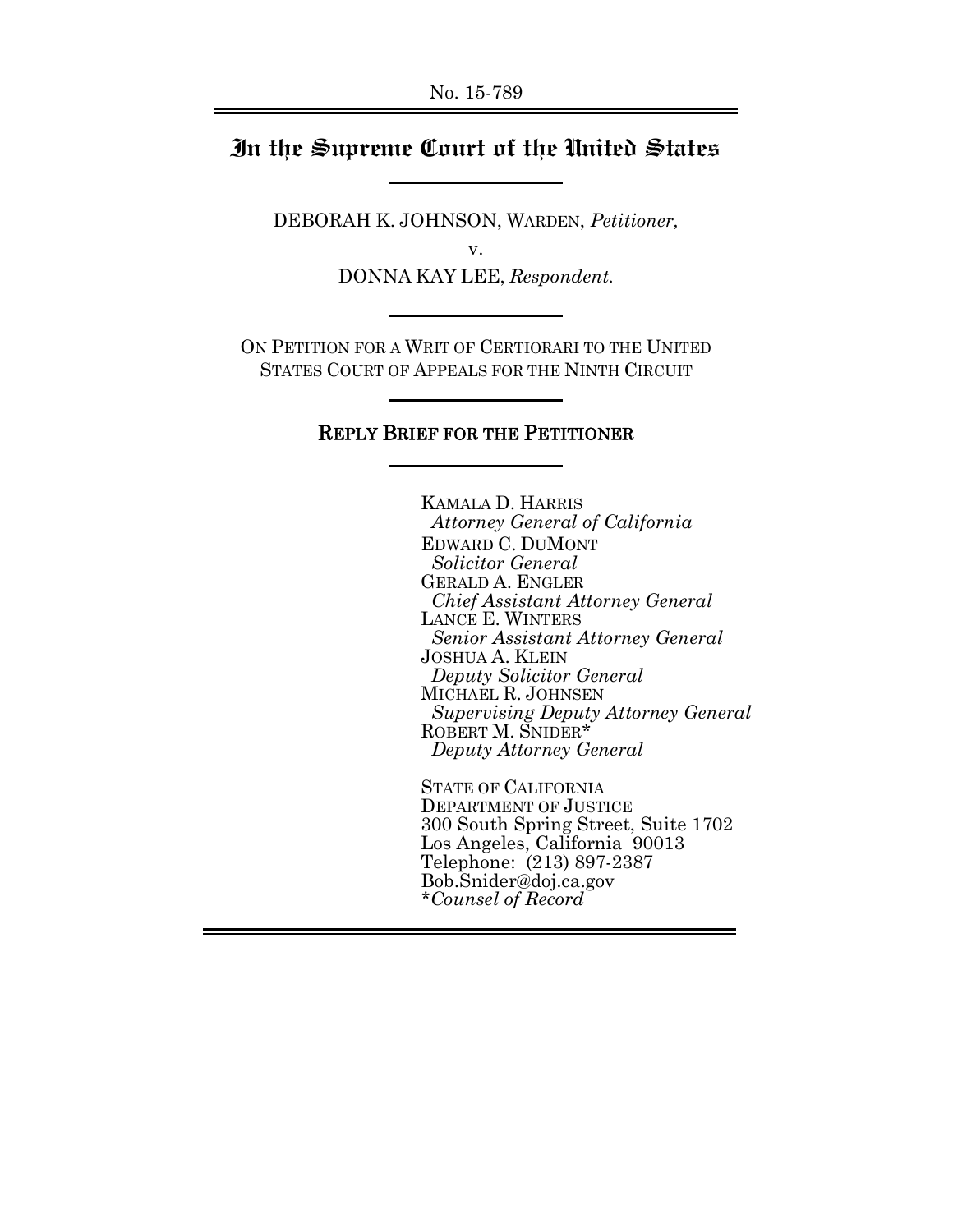No. 15-789

# In the Supreme Court of the United States

DEBORAH K. JOHNSON, WARDEN, *Petitioner,*

v.

DONNA KAY LEE, *Respondent.*

ON PETITION FOR A WRIT OF CERTIORARI TO THE UNITED STATES COURT OF APPEALS FOR THE NINTH CIRCUIT

## REPLY BRIEF FOR THE PETITIONER

KAMALA D. HARRIS
*Attorney General of California*
EDWARD C. DUMONT
*Solicitor General*
GERALD A. ENGLER
*Chief Assistant Attorney General*
LANCE E. WINTERS
*Senior Assistant Attorney General*
JOSHUA A. KLEIN
*Deputy Solicitor General*
MICHAEL R. JOHNSEN
*Supervising Deputy Attorney General*
ROBERT M. SNIDER*
*Deputy Attorney General*

STATE OF CALIFORNIA
DEPARTMENT OF JUSTICE
300 South Spring Street, Suite 1702
Los Angeles, California 90013
Telephone: (213) 897-2387
Bob.Snider@doj.ca.gov
**Counsel of Record*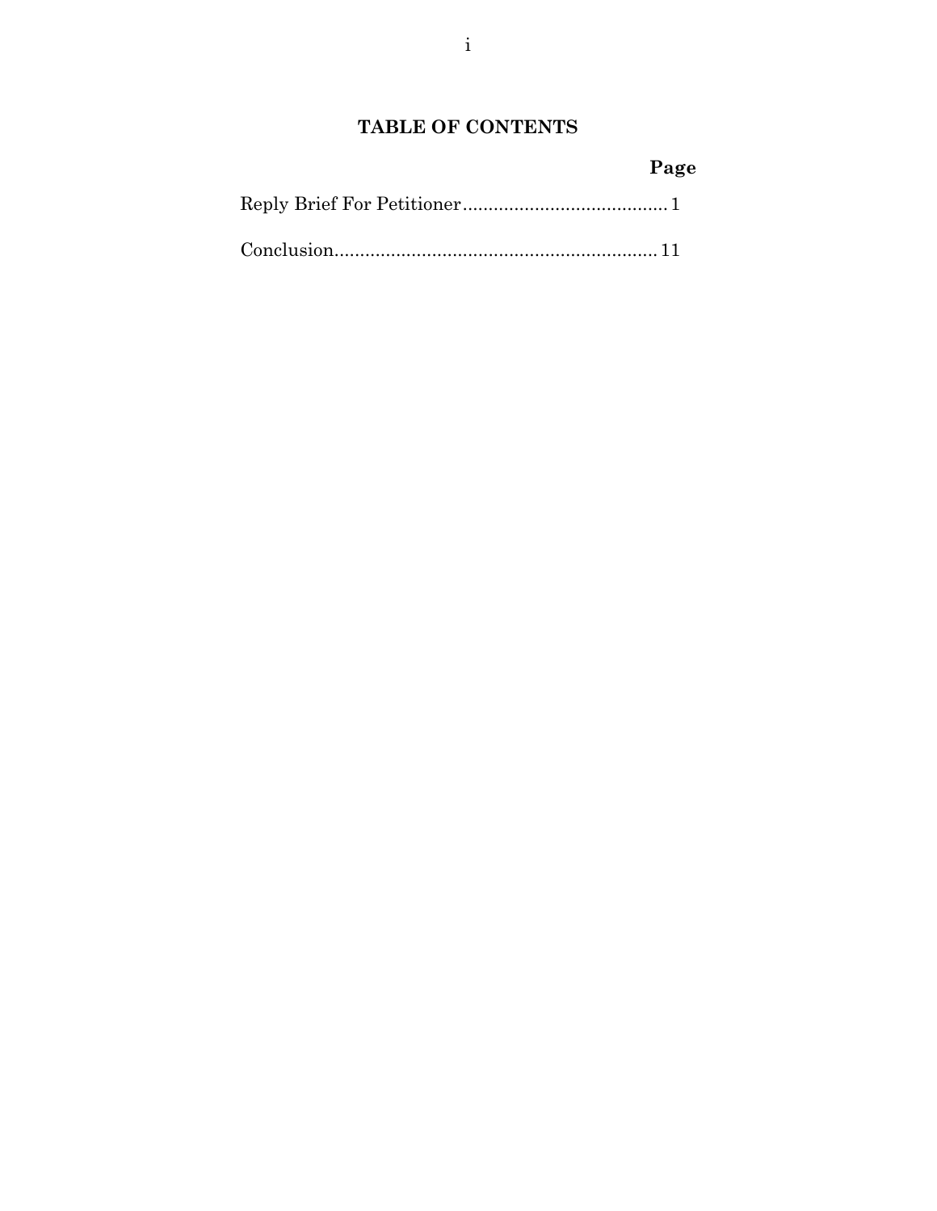# TABLE OF CONTENTS

| | Page |
|---|---|
| Reply Brief For Petitioner | 1 |
| Conclusion | 11 |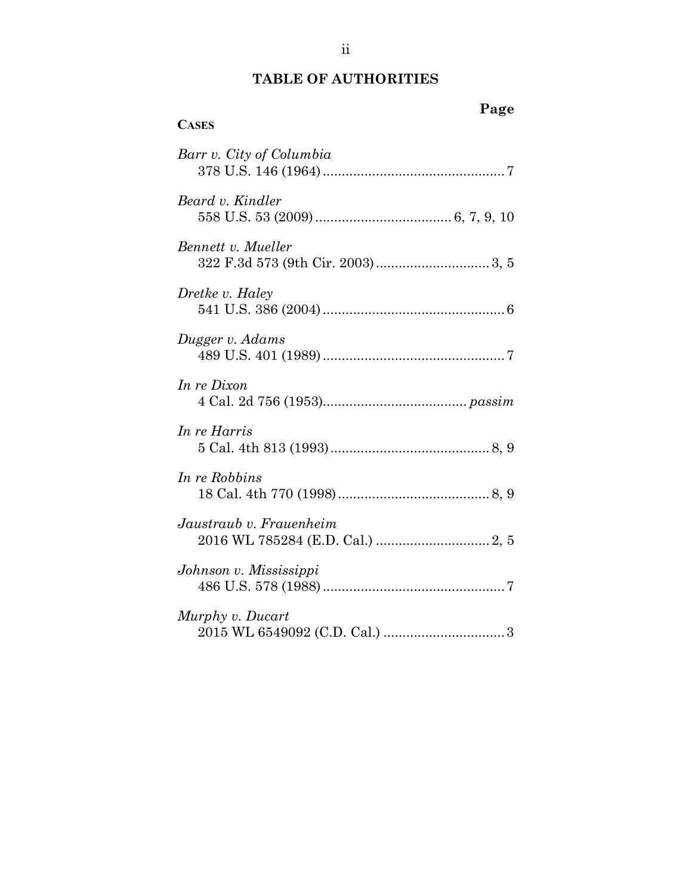## TABLE OF AUTHORITIES

**CASES** **Page**

*Barr v. City of Columbia*
378 U.S. 146 (1964) ................................................ 7

*Beard v. Kindler*
558 U.S. 53 (2009) .................................... 6, 7, 9, 10

*Bennett v. Mueller*
322 F.3d 573 (9th Cir. 2003) .............................. 3, 5

*Dretke v. Haley*
541 U.S. 386 (2004) ................................................ 6

*Dugger v. Adams*
489 U.S. 401 (1989) ................................................ 7

*In re Dixon*
4 Cal. 2d 756 (1953)...................................... *passim*

*In re Harris*
5 Cal. 4th 813 (1993) .......................................... 8, 9

*In re Robbins*
18 Cal. 4th 770 (1998) ........................................ 8, 9

*Jaustraub v. Frauenheim*
2016 WL 785284 (E.D. Cal.) .............................. 2, 5

*Johnson v. Mississippi*
486 U.S. 578 (1988) ................................................ 7

*Murphy v. Ducart*
2015 WL 6549092 (C.D. Cal.) ................................ 3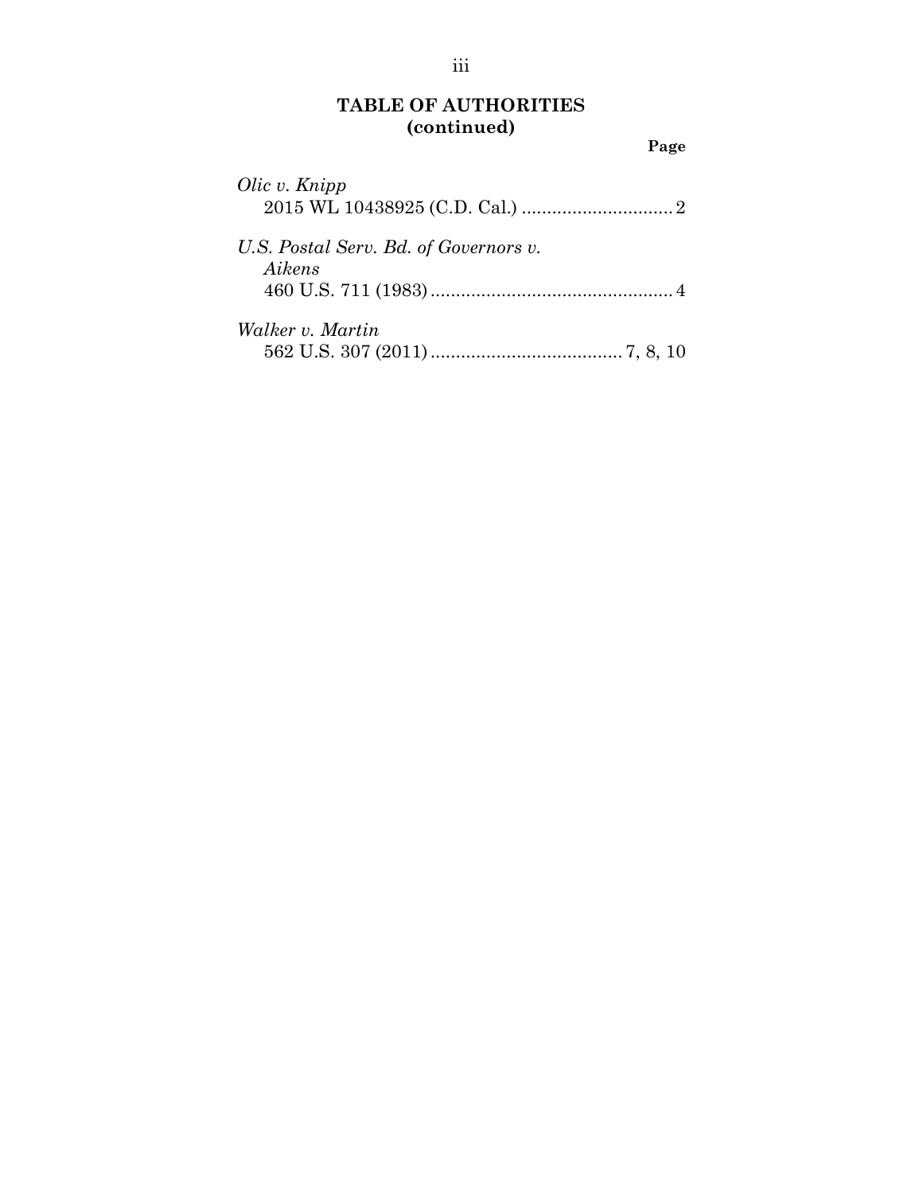## TABLE OF AUTHORITIES (continued)

**Page**

*Olic v. Knipp*
2015 WL 10438925 (C.D. Cal.) .............................. 2

*U.S. Postal Serv. Bd. of Governors v. Aikens*
460 U.S. 711 (1983) ................................................ 4

*Walker v. Martin*
562 U.S. 307 (2011) ...................................... 7, 8, 10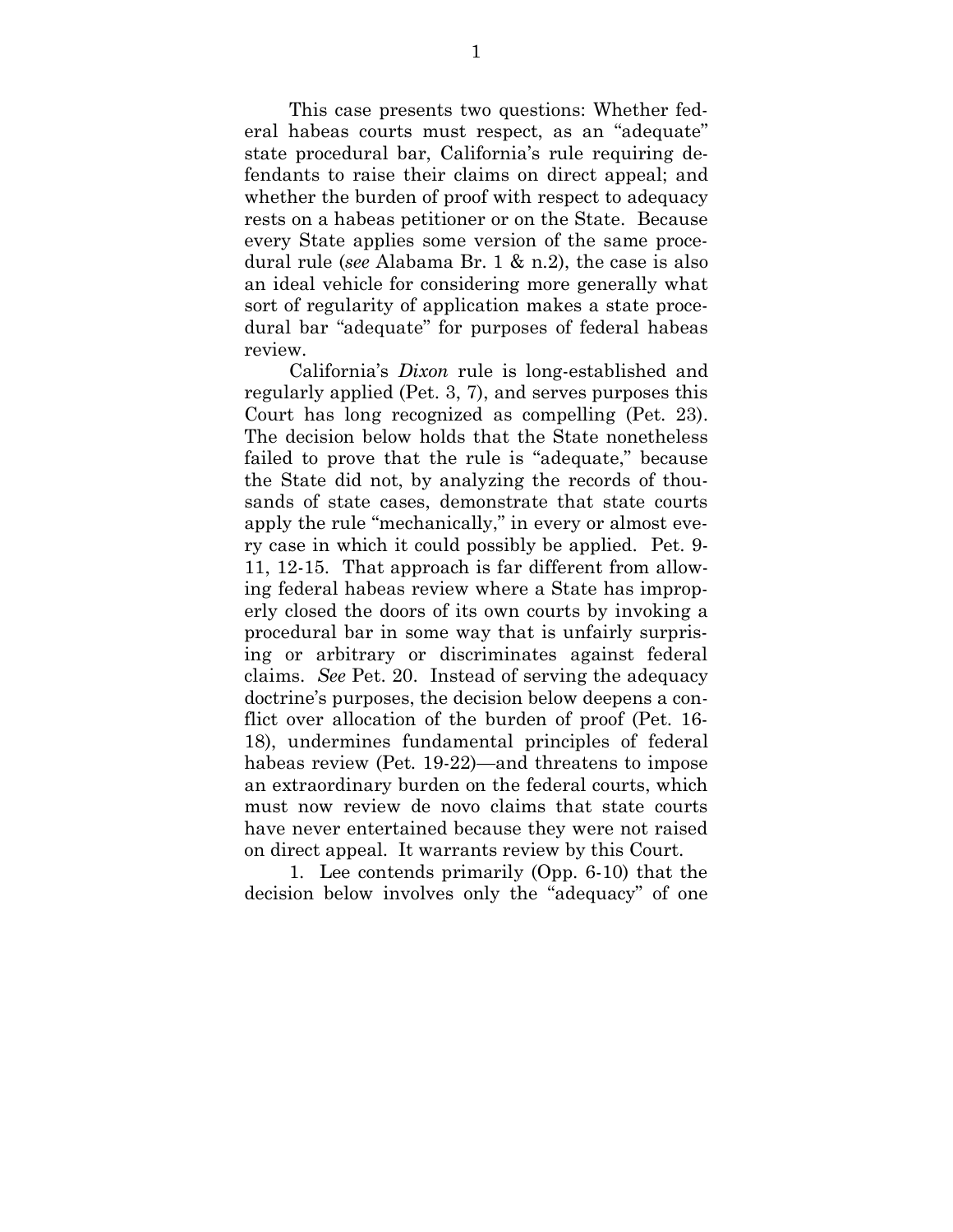This case presents two questions: Whether federal habeas courts must respect, as an "adequate" state procedural bar, California's rule requiring defendants to raise their claims on direct appeal; and whether the burden of proof with respect to adequacy rests on a habeas petitioner or on the State. Because every State applies some version of the same procedural rule (*see* Alabama Br. 1 & n.2), the case is also an ideal vehicle for considering more generally what sort of regularity of application makes a state procedural bar "adequate" for purposes of federal habeas review.

California's *Dixon* rule is long-established and regularly applied (Pet. 3, 7), and serves purposes this Court has long recognized as compelling (Pet. 23). The decision below holds that the State nonetheless failed to prove that the rule is "adequate," because the State did not, by analyzing the records of thousands of state cases, demonstrate that state courts apply the rule "mechanically," in every or almost every case in which it could possibly be applied. Pet. 9-11, 12-15. That approach is far different from allowing federal habeas review where a State has improperly closed the doors of its own courts by invoking a procedural bar in some way that is unfairly surprising or arbitrary or discriminates against federal claims. *See* Pet. 20. Instead of serving the adequacy doctrine's purposes, the decision below deepens a conflict over allocation of the burden of proof (Pet. 16-18), undermines fundamental principles of federal habeas review (Pet. 19-22)—and threatens to impose an extraordinary burden on the federal courts, which must now review de novo claims that state courts have never entertained because they were not raised on direct appeal. It warrants review by this Court.

1. Lee contends primarily (Opp. 6-10) that the decision below involves only the "adequacy" of one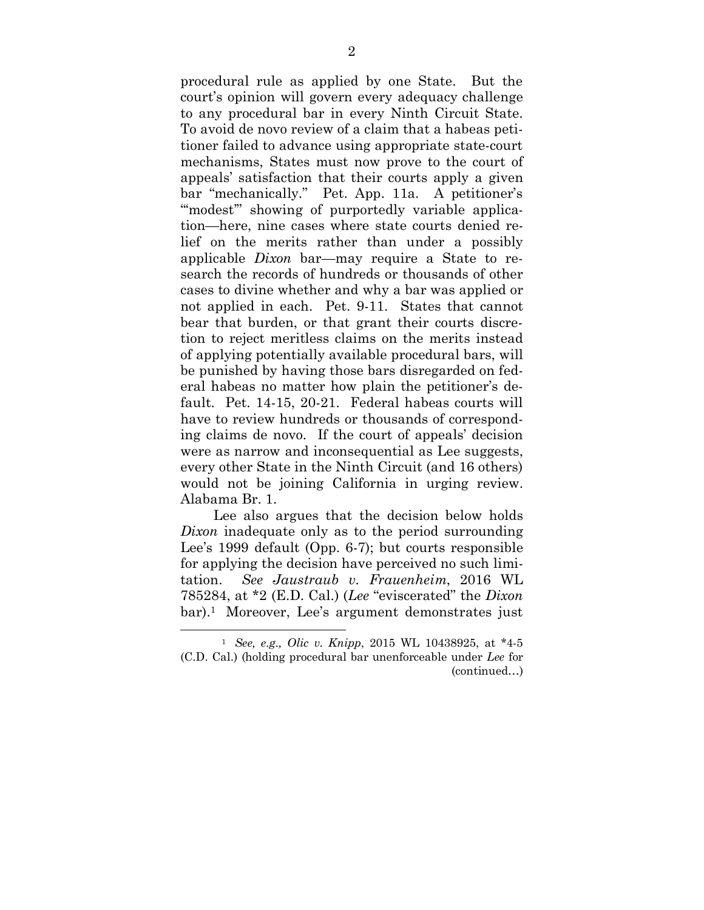procedural rule as applied by one State. But the court's opinion will govern every adequacy challenge to any procedural bar in every Ninth Circuit State. To avoid de novo review of a claim that a habeas petitioner failed to advance using appropriate state-court mechanisms, States must now prove to the court of appeals' satisfaction that their courts apply a given bar "mechanically." Pet. App. 11a. A petitioner's "'modest'" showing of purportedly variable application—here, nine cases where state courts denied relief on the merits rather than under a possibly applicable *Dixon* bar—may require a State to research the records of hundreds or thousands of other cases to divine whether and why a bar was applied or not applied in each. Pet. 9-11. States that cannot bear that burden, or that grant their courts discretion to reject meritless claims on the merits instead of applying potentially available procedural bars, will be punished by having those bars disregarded on federal habeas no matter how plain the petitioner's default. Pet. 14-15, 20-21. Federal habeas courts will have to review hundreds or thousands of corresponding claims de novo. If the court of appeals' decision were as narrow and inconsequential as Lee suggests, every other State in the Ninth Circuit (and 16 others) would not be joining California in urging review. Alabama Br. 1.

Lee also argues that the decision below holds *Dixon* inadequate only as to the period surrounding Lee's 1999 default (Opp. 6-7); but courts responsible for applying the decision have perceived no such limitation. *See Jaustraub v. Frauenheim*, 2016 WL 785284, at *2 (E.D. Cal.) (*Lee* "eviscerated" the *Dixon* bar).[1] Moreover, Lee's argument demonstrates just

---

[1] *See, e.g., Olic v. Knipp*, 2015 WL 10438925, at *4-5 (C.D. Cal.) (holding procedural bar unenforceable under *Lee* for (continued…)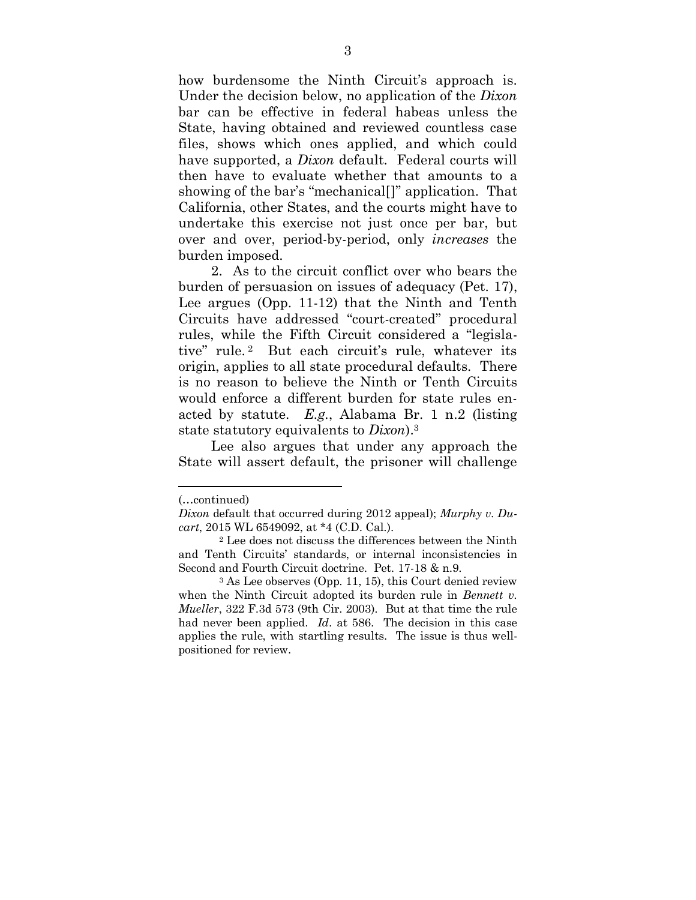how burdensome the Ninth Circuit's approach is. Under the decision below, no application of the *Dixon* bar can be effective in federal habeas unless the State, having obtained and reviewed countless case files, shows which ones applied, and which could have supported, a *Dixon* default. Federal courts will then have to evaluate whether that amounts to a showing of the bar's "mechanical[]" application. That California, other States, and the courts might have to undertake this exercise not just once per bar, but over and over, period-by-period, only *increases* the burden imposed.

2. As to the circuit conflict over who bears the burden of persuasion on issues of adequacy (Pet. 17), Lee argues (Opp. 11-12) that the Ninth and Tenth Circuits have addressed "court-created" procedural rules, while the Fifth Circuit considered a "legislative" rule.[2] But each circuit's rule, whatever its origin, applies to all state procedural defaults. There is no reason to believe the Ninth or Tenth Circuits would enforce a different burden for state rules enacted by statute. *E.g.*, Alabama Br. 1 n.2 (listing state statutory equivalents to *Dixon*).[3]

Lee also argues that under any approach the State will assert default, the prisoner will challenge

---

(…continued)

*Dixon* default that occurred during 2012 appeal); *Murphy v. Ducart*, 2015 WL 6549092, at *4 (C.D. Cal.).

[2] Lee does not discuss the differences between the Ninth and Tenth Circuits' standards, or internal inconsistencies in Second and Fourth Circuit doctrine. Pet. 17-18 & n.9.

[3] As Lee observes (Opp. 11, 15), this Court denied review when the Ninth Circuit adopted its burden rule in *Bennett v. Mueller*, 322 F.3d 573 (9th Cir. 2003). But at that time the rule had never been applied. *Id*. at 586. The decision in this case applies the rule, with startling results. The issue is thus well-positioned for review.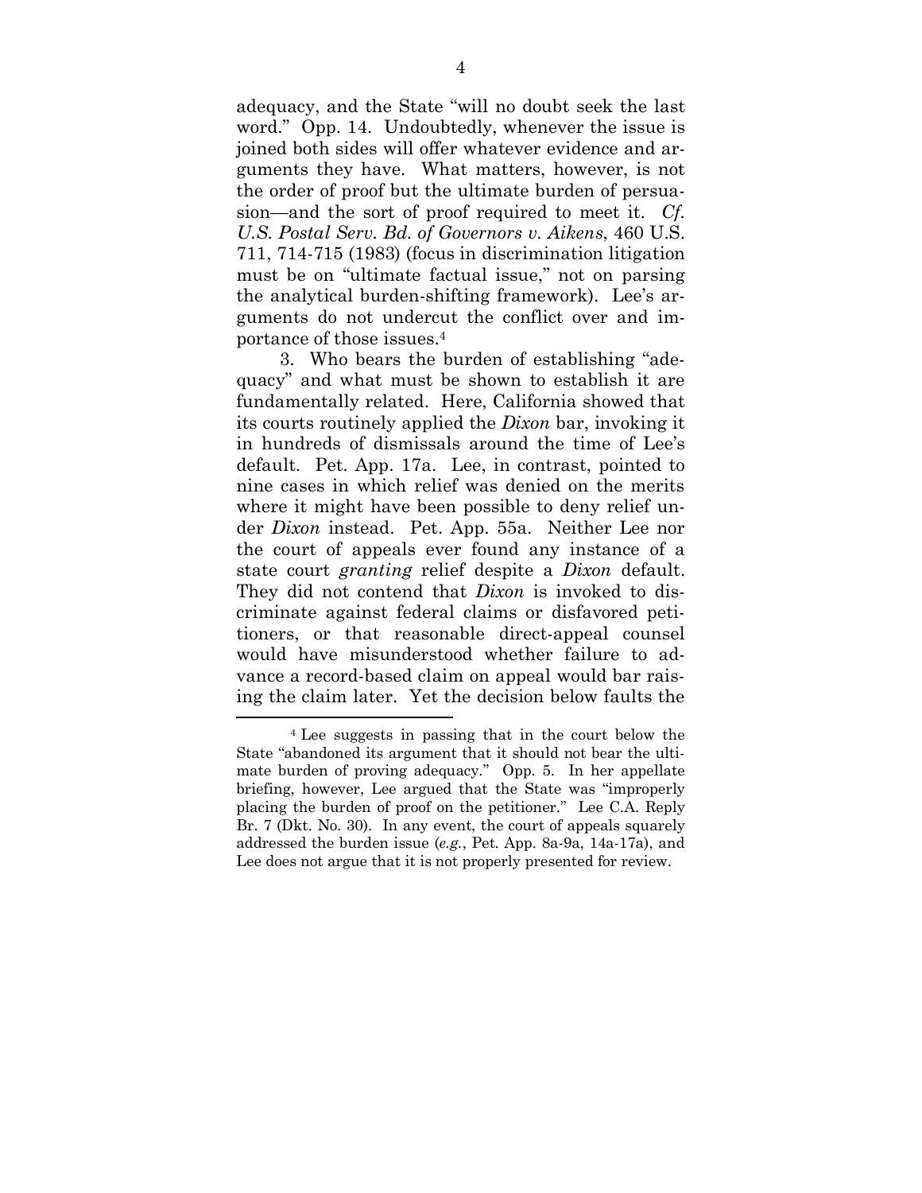adequacy, and the State "will no doubt seek the last word." Opp. 14. Undoubtedly, whenever the issue is joined both sides will offer whatever evidence and arguments they have. What matters, however, is not the order of proof but the ultimate burden of persuasion—and the sort of proof required to meet it. *Cf. U.S. Postal Serv. Bd. of Governors v. Aikens*, 460 U.S. 711, 714-715 (1983) (focus in discrimination litigation must be on "ultimate factual issue," not on parsing the analytical burden-shifting framework). Lee's arguments do not undercut the conflict over and importance of those issues.[4]

3. Who bears the burden of establishing "adequacy" and what must be shown to establish it are fundamentally related. Here, California showed that its courts routinely applied the *Dixon* bar, invoking it in hundreds of dismissals around the time of Lee's default. Pet. App. 17a. Lee, in contrast, pointed to nine cases in which relief was denied on the merits where it might have been possible to deny relief under *Dixon* instead. Pet. App. 55a. Neither Lee nor the court of appeals ever found any instance of a state court *granting* relief despite a *Dixon* default. They did not contend that *Dixon* is invoked to discriminate against federal claims or disfavored petitioners, or that reasonable direct-appeal counsel would have misunderstood whether failure to advance a record-based claim on appeal would bar raising the claim later. Yet the decision below faults the

[4] Lee suggests in passing that in the court below the State "abandoned its argument that it should not bear the ultimate burden of proving adequacy." Opp. 5. In her appellate briefing, however, Lee argued that the State was "improperly placing the burden of proof on the petitioner." Lee C.A. Reply Br. 7 (Dkt. No. 30). In any event, the court of appeals squarely addressed the burden issue (*e.g.*, Pet. App. 8a-9a, 14a-17a), and Lee does not argue that it is not properly presented for review.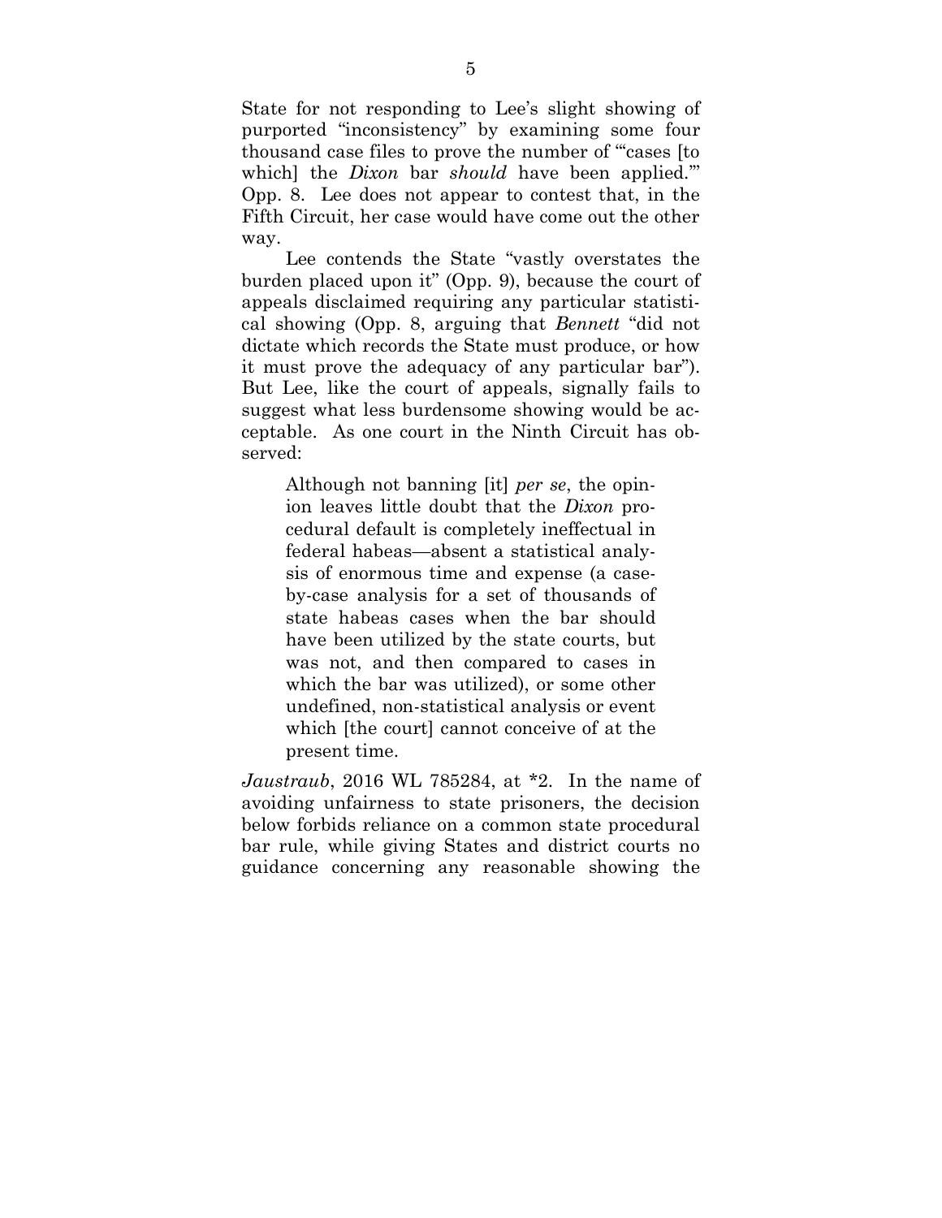State for not responding to Lee's slight showing of purported "inconsistency" by examining some four thousand case files to prove the number of "'cases [to which] the *Dixon* bar *should* have been applied.'" Opp. 8. Lee does not appear to contest that, in the Fifth Circuit, her case would have come out the other way.

Lee contends the State "vastly overstates the burden placed upon it" (Opp. 9), because the court of appeals disclaimed requiring any particular statistical showing (Opp. 8, arguing that *Bennett* "did not dictate which records the State must produce, or how it must prove the adequacy of any particular bar"). But Lee, like the court of appeals, signally fails to suggest what less burdensome showing would be acceptable. As one court in the Ninth Circuit has observed:

> Although not banning [it] *per se*, the opinion leaves little doubt that the *Dixon* procedural default is completely ineffectual in federal habeas—absent a statistical analysis of enormous time and expense (a case-by-case analysis for a set of thousands of state habeas cases when the bar should have been utilized by the state courts, but was not, and then compared to cases in which the bar was utilized), or some other undefined, non-statistical analysis or event which [the court] cannot conceive of at the present time.

*Jaustraub*, 2016 WL 785284, at *2. In the name of avoiding unfairness to state prisoners, the decision below forbids reliance on a common state procedural bar rule, while giving States and district courts no guidance concerning any reasonable showing the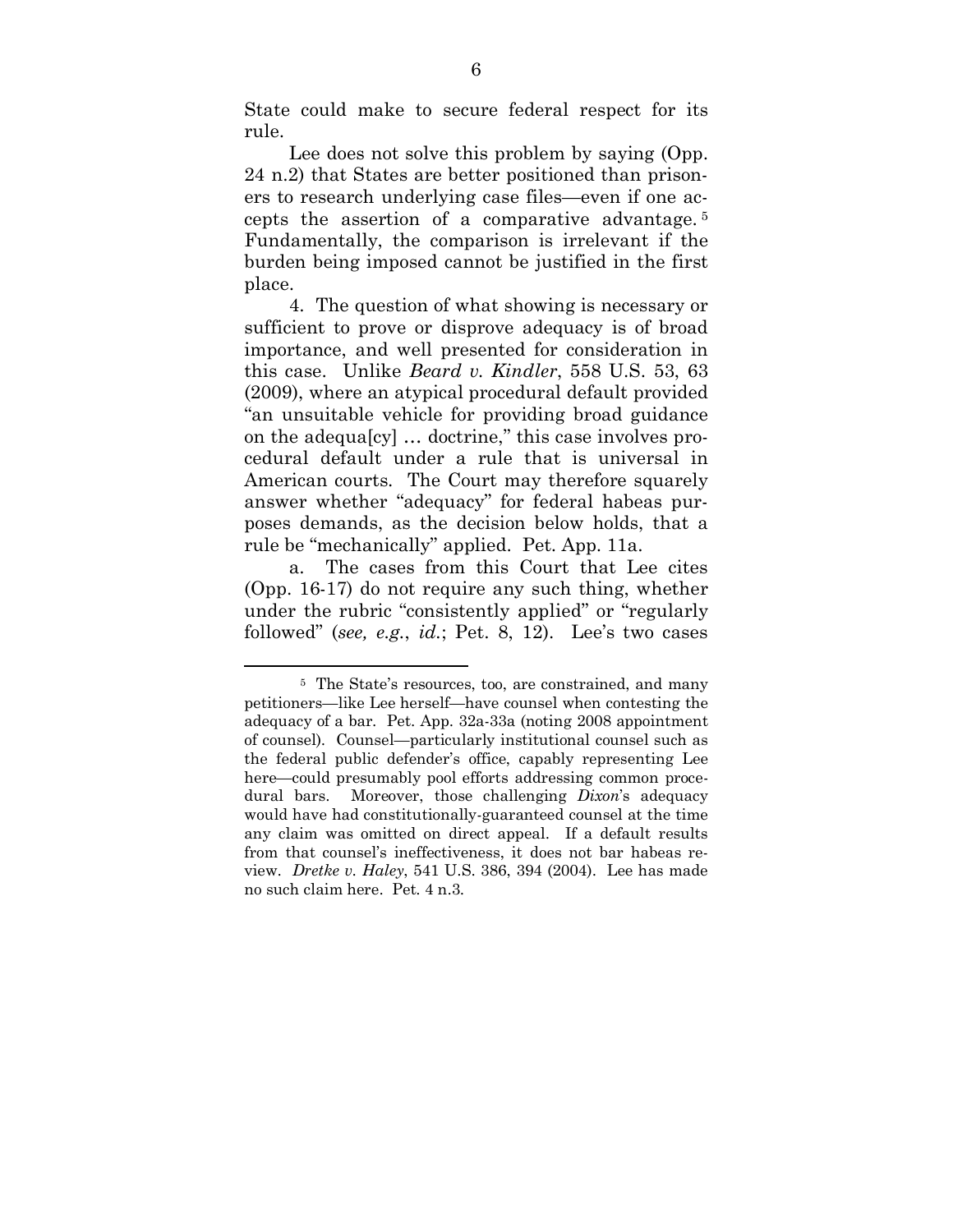State could make to secure federal respect for its rule.

Lee does not solve this problem by saying (Opp. 24 n.2) that States are better positioned than prisoners to research underlying case files—even if one accepts the assertion of a comparative advantage.[5] Fundamentally, the comparison is irrelevant if the burden being imposed cannot be justified in the first place.

4. The question of what showing is necessary or sufficient to prove or disprove adequacy is of broad importance, and well presented for consideration in this case. Unlike *Beard v. Kindler*, 558 U.S. 53, 63 (2009), where an atypical procedural default provided "an unsuitable vehicle for providing broad guidance on the adequa[cy] … doctrine," this case involves procedural default under a rule that is universal in American courts. The Court may therefore squarely answer whether "adequacy" for federal habeas purposes demands, as the decision below holds, that a rule be "mechanically" applied. Pet. App. 11a.

a. The cases from this Court that Lee cites (Opp. 16-17) do not require any such thing, whether under the rubric "consistently applied" or "regularly followed" (*see, e.g.*, *id.*; Pet. 8, 12). Lee's two cases

---

[5] The State's resources, too, are constrained, and many petitioners—like Lee herself—have counsel when contesting the adequacy of a bar. Pet. App. 32a-33a (noting 2008 appointment of counsel). Counsel—particularly institutional counsel such as the federal public defender's office, capably representing Lee here—could presumably pool efforts addressing common procedural bars. Moreover, those challenging *Dixon*'s adequacy would have had constitutionally-guaranteed counsel at the time any claim was omitted on direct appeal. If a default results from that counsel's ineffectiveness, it does not bar habeas review. *Dretke v. Haley*, 541 U.S. 386, 394 (2004). Lee has made no such claim here. Pet. 4 n.3.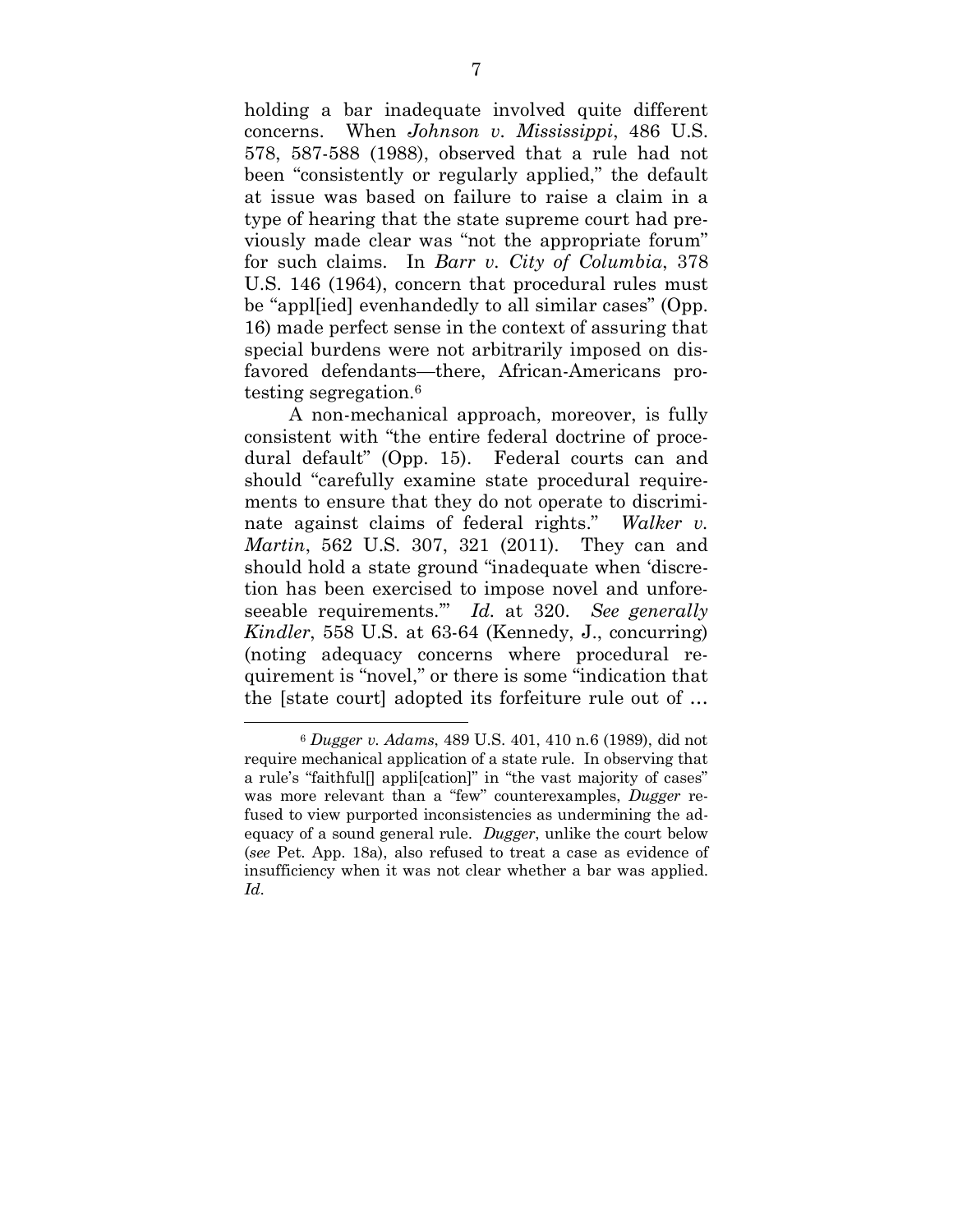holding a bar inadequate involved quite different concerns. When *Johnson v. Mississippi*, 486 U.S. 578, 587-588 (1988), observed that a rule had not been "consistently or regularly applied," the default at issue was based on failure to raise a claim in a type of hearing that the state supreme court had previously made clear was "not the appropriate forum" for such claims. In *Barr v. City of Columbia*, 378 U.S. 146 (1964), concern that procedural rules must be "appl[ied] evenhandedly to all similar cases" (Opp. 16) made perfect sense in the context of assuring that special burdens were not arbitrarily imposed on disfavored defendants—there, African-Americans protesting segregation.[6]

A non-mechanical approach, moreover, is fully consistent with "the entire federal doctrine of procedural default" (Opp. 15). Federal courts can and should "carefully examine state procedural requirements to ensure that they do not operate to discriminate against claims of federal rights." *Walker v. Martin*, 562 U.S. 307, 321 (2011). They can and should hold a state ground "inadequate when 'discretion has been exercised to impose novel and unforeseeable requirements.'" *Id.* at 320. *See generally Kindler*, 558 U.S. at 63-64 (Kennedy, J., concurring) (noting adequacy concerns where procedural requirement is "novel," or there is some "indication that the [state court] adopted its forfeiture rule out of …

[6] *Dugger v. Adams*, 489 U.S. 401, 410 n.6 (1989), did not require mechanical application of a state rule. In observing that a rule's "faithful[] appli[cation]" in "the vast majority of cases" was more relevant than a "few" counterexamples, *Dugger* refused to view purported inconsistencies as undermining the adequacy of a sound general rule. *Dugger*, unlike the court below (*see* Pet. App. 18a), also refused to treat a case as evidence of insufficiency when it was not clear whether a bar was applied. *Id*.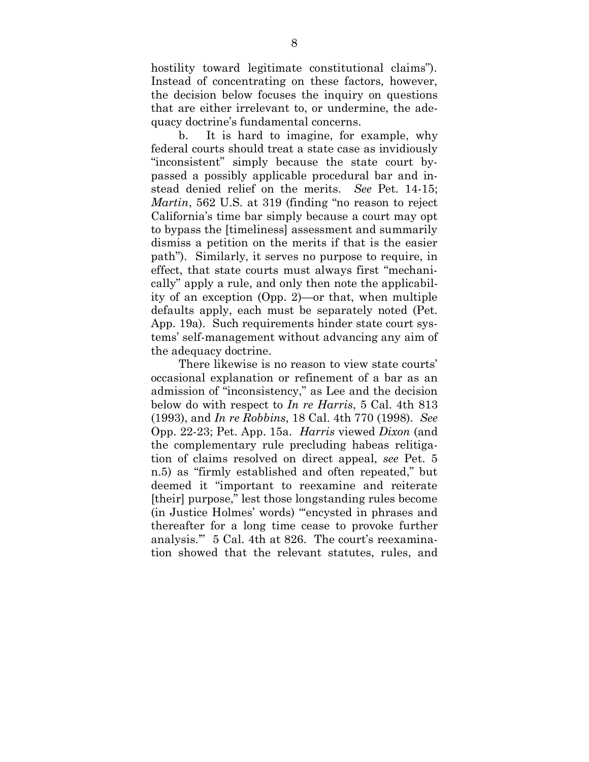hostility toward legitimate constitutional claims"). Instead of concentrating on these factors, however, the decision below focuses the inquiry on questions that are either irrelevant to, or undermine, the adequacy doctrine's fundamental concerns.

b. It is hard to imagine, for example, why federal courts should treat a state case as invidiously "inconsistent" simply because the state court bypassed a possibly applicable procedural bar and instead denied relief on the merits. *See* Pet. 14-15; *Martin*, 562 U.S. at 319 (finding "no reason to reject California's time bar simply because a court may opt to bypass the [timeliness] assessment and summarily dismiss a petition on the merits if that is the easier path"). Similarly, it serves no purpose to require, in effect, that state courts must always first "mechanically" apply a rule, and only then note the applicability of an exception (Opp. 2)—or that, when multiple defaults apply, each must be separately noted (Pet. App. 19a). Such requirements hinder state court systems' self-management without advancing any aim of the adequacy doctrine.

There likewise is no reason to view state courts' occasional explanation or refinement of a bar as an admission of "inconsistency," as Lee and the decision below do with respect to *In re Harris*, 5 Cal. 4th 813 (1993), and *In re Robbins*, 18 Cal. 4th 770 (1998). *See* Opp. 22-23; Pet. App. 15a. *Harris* viewed *Dixon* (and the complementary rule precluding habeas relitigation of claims resolved on direct appeal, *see* Pet. 5 n.5) as "firmly established and often repeated," but deemed it "important to reexamine and reiterate [their] purpose," lest those longstanding rules become (in Justice Holmes' words) "'encysted in phrases and thereafter for a long time cease to provoke further analysis.'" 5 Cal. 4th at 826. The court's reexamination showed that the relevant statutes, rules, and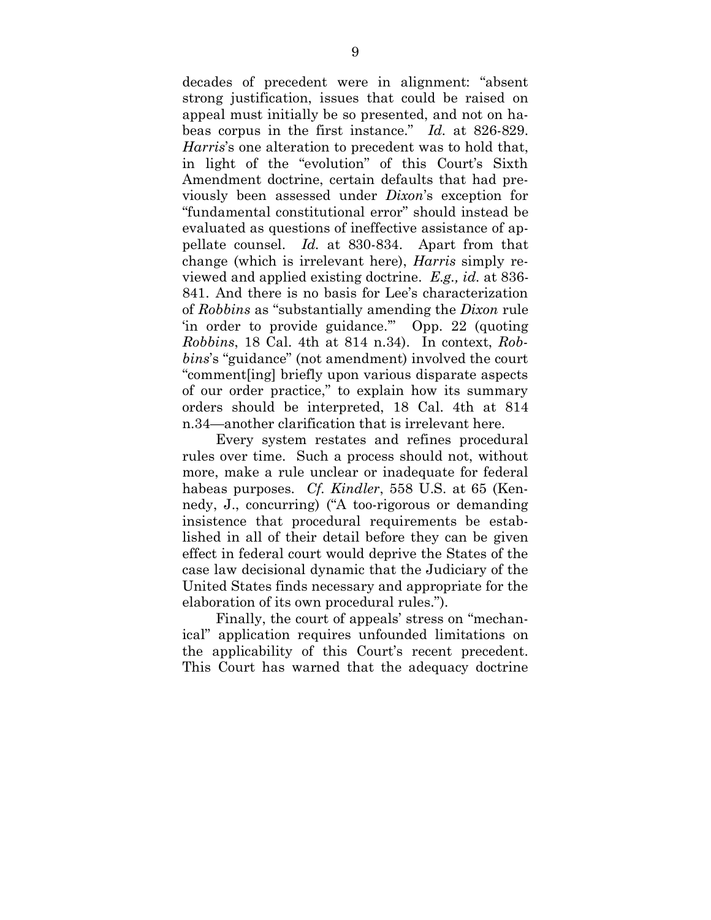decades of precedent were in alignment: "absent strong justification, issues that could be raised on appeal must initially be so presented, and not on habeas corpus in the first instance." *Id.* at 826-829. *Harris*'s one alteration to precedent was to hold that, in light of the "evolution" of this Court's Sixth Amendment doctrine, certain defaults that had previously been assessed under *Dixon*'s exception for "fundamental constitutional error" should instead be evaluated as questions of ineffective assistance of appellate counsel. *Id.* at 830-834. Apart from that change (which is irrelevant here), *Harris* simply reviewed and applied existing doctrine. *E.g., id.* at 836-841. And there is no basis for Lee's characterization of *Robbins* as "substantially amending the *Dixon* rule 'in order to provide guidance.'" Opp. 22 (quoting *Robbins*, 18 Cal. 4th at 814 n.34). In context, *Robbins*'s "guidance" (not amendment) involved the court "comment[ing] briefly upon various disparate aspects of our order practice," to explain how its summary orders should be interpreted, 18 Cal. 4th at 814 n.34—another clarification that is irrelevant here.

Every system restates and refines procedural rules over time. Such a process should not, without more, make a rule unclear or inadequate for federal habeas purposes. *Cf. Kindler*, 558 U.S. at 65 (Kennedy, J., concurring) ("A too-rigorous or demanding insistence that procedural requirements be established in all of their detail before they can be given effect in federal court would deprive the States of the case law decisional dynamic that the Judiciary of the United States finds necessary and appropriate for the elaboration of its own procedural rules.").

Finally, the court of appeals' stress on "mechanical" application requires unfounded limitations on the applicability of this Court's recent precedent. This Court has warned that the adequacy doctrine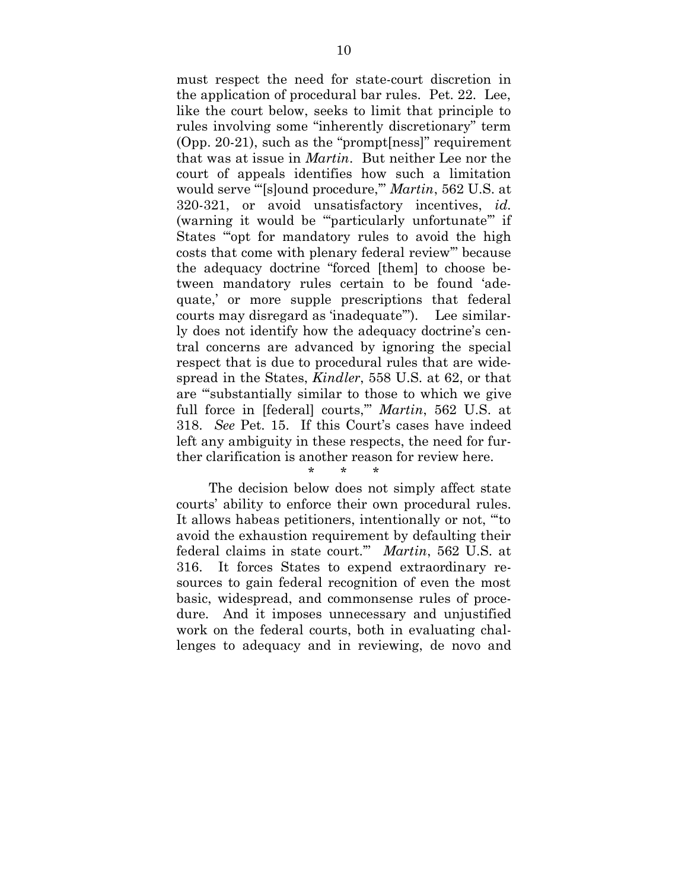must respect the need for state-court discretion in the application of procedural bar rules. Pet. 22. Lee, like the court below, seeks to limit that principle to rules involving some "inherently discretionary" term (Opp. 20-21), such as the "prompt[ness]" requirement that was at issue in *Martin*. But neither Lee nor the court of appeals identifies how such a limitation would serve "'[s]ound procedure,'" *Martin*, 562 U.S. at 320-321, or avoid unsatisfactory incentives, *id.* (warning it would be "'particularly unfortunate'" if States "'opt for mandatory rules to avoid the high costs that come with plenary federal review'" because the adequacy doctrine "forced [them] to choose between mandatory rules certain to be found 'adequate,' or more supple prescriptions that federal courts may disregard as 'inadequate'"). Lee similarly does not identify how the adequacy doctrine's central concerns are advanced by ignoring the special respect that is due to procedural rules that are widespread in the States, *Kindler*, 558 U.S. at 62, or that are "'substantially similar to those to which we give full force in [federal] courts,'" *Martin*, 562 U.S. at 318. *See* Pet. 15. If this Court's cases have indeed left any ambiguity in these respects, the need for further clarification is another reason for review here.

\* \* \*

The decision below does not simply affect state courts' ability to enforce their own procedural rules. It allows habeas petitioners, intentionally or not, "'to avoid the exhaustion requirement by defaulting their federal claims in state court.'" *Martin*, 562 U.S. at 316. It forces States to expend extraordinary resources to gain federal recognition of even the most basic, widespread, and commonsense rules of procedure. And it imposes unnecessary and unjustified work on the federal courts, both in evaluating challenges to adequacy and in reviewing, de novo and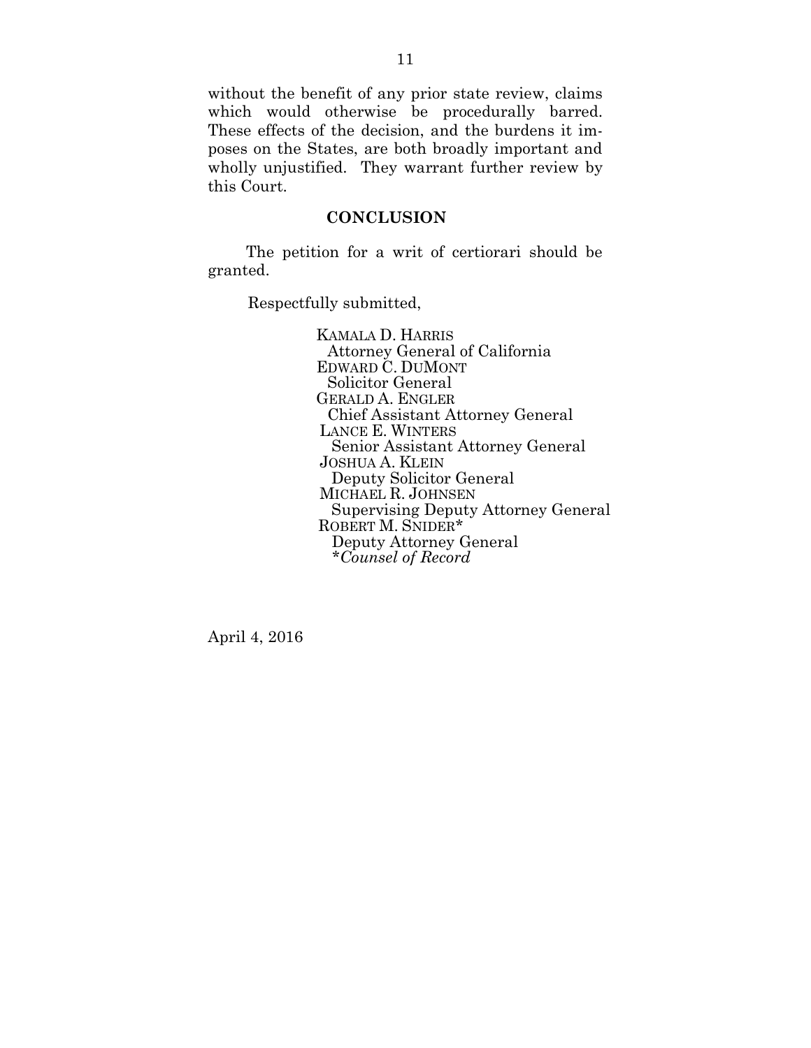without the benefit of any prior state review, claims which would otherwise be procedurally barred. These effects of the decision, and the burdens it imposes on the States, are both broadly important and wholly unjustified. They warrant further review by this Court.

## CONCLUSION

The petition for a writ of certiorari should be granted.

Respectfully submitted,

KAMALA D. HARRIS
Attorney General of California
EDWARD C. DUMONT
Solicitor General
GERALD A. ENGLER
Chief Assistant Attorney General
LANCE E. WINTERS
Senior Assistant Attorney General
JOSHUA A. KLEIN
Deputy Solicitor General
MICHAEL R. JOHNSEN
Supervising Deputy Attorney General
ROBERT M. SNIDER*
Deputy Attorney General
**Counsel of Record*

April 4, 2016